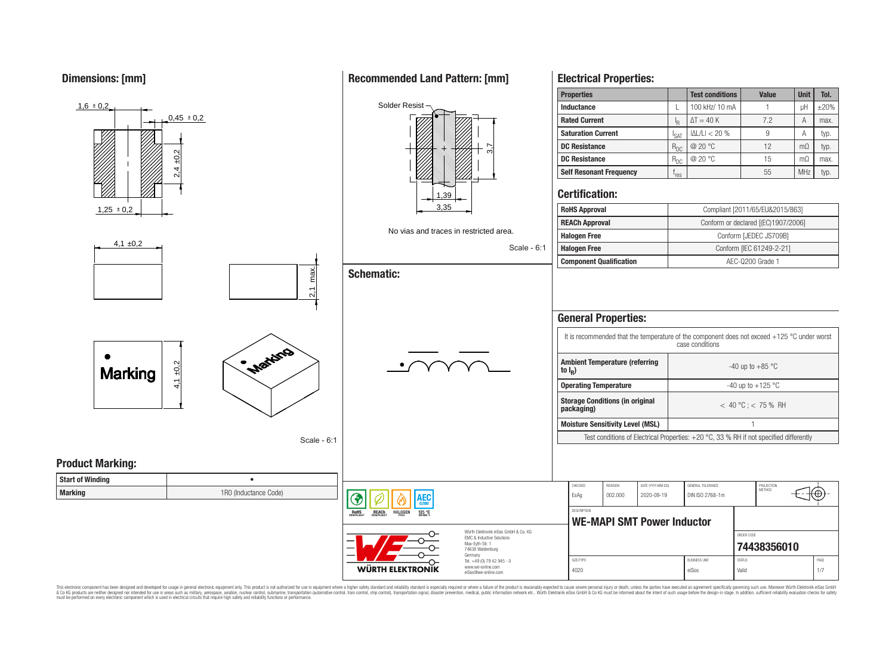## Dimensions: [mm]

1,6 ± 0,2

0,45 ± 0,2

2,4 ±0,2

1,25 ± 0,2

4,1 ±0,2

2,1 max.

Marking

4,1 ±0,2

Scale - 6:1

## Recommended Land Pattern: [mm]

Solder Resist

3,7

1,39

3,35

No vias and traces in restricted area.

Scale - 6:1

## Schematic:

## Electrical Properties:

| Properties | | Test conditions | Value | Unit | Tol. |
|---|---|---|---|---|---|
| Inductance | L | 100 kHz/ 10 mA | 1 | µH | ±20% |
| Rated Current | $I_R$ | $\Delta T = 40$ K | 7.2 | A | max. |
| Saturation Current | $I_{SAT}$ | $\|\Delta L/L\| < 20$ % | 9 | A | typ. |
| DC Resistance | $R_{DC}$ | @ 20 °C | 12 | mΩ | typ. |
| DC Resistance | $R_{DC}$ | @ 20 °C | 15 | mΩ | max. |
| Self Resonant Frequency | $f_{res}$ | | 55 | MHz | typ. |

## Certification:

| | |
|---|---|
| RoHS Approval | Compliant [2011/65/EU&2015/863] |
| REACh Approval | Conform or declared [(EC)1907/2006] |
| Halogen Free | Conform [JEDEC JS709B] |
| Halogen Free | Conform [IEC 61249-2-21] |
| Component Qualification | AEC-Q200 Grade 1 |

## General Properties:

It is recommended that the temperature of the component does not exceed +125 °C under worst case conditions

| | |
|---|---|
| Ambient Temperature (referring to $I_R$) | -40 up to +85 °C |
| Operating Temperature | -40 up to +125 °C |
| Storage Conditions (in original packaging) | < 40 °C ; < 75 % RH |
| Moisture Sensitivity Level (MSL) | 1 |

Test conditions of Electrical Properties: +20 °C, 33 % RH if not specified differently

## Product Marking:

| | |
|---|---|
| Start of Winding | • |
| Marking | 1R0 (Inductance Code) |

RoHS COMPLIANT | REACh COMPLIANT | HALOGEN FREE | AEC Q200 125 °C GRADE 1

WÜRTH ELEKTRONIK

Würth Elektronik eiSos GmbH & Co. KG
EMC & Inductive Solutions
Max-Eyth-Str. 1
74638 Waldenburg
Germany
Tel. +49 (0) 79 42 945 - 0
www.we-online.com
eiSos@we-online.com

| CHECKED | REVISION | DATE (YYYY-MM-DD) | GENERAL TOLERANCE | PROJECTION METHOD |
|---|---|---|---|---|
| EsAg | 002.000 | 2020-09-19 | DIN ISO 2768-1m | |

DESCRIPTION: **WE-MAPI SMT Power Inductor**

ORDER CODE: **74438356010**

| SIZE/TYPE | BUSINESS UNIT | STATUS | PAGE |
|---|---|---|---|
| 4020 | eiSos | Valid | 1/7 |

This electronic component has been designed and developed for usage in general electronic equipment only. This product is not authorized for use in equipment where a higher safety standard and reliability standard is especially required or where a failure of the product is reasonably expected to cause severe personal injury or death, unless the parties have executed an agreement specifically governing such use. Moreover Würth Elektronik eiSos GmbH & Co KG products are neither designed nor intended for use in areas such as military, aerospace, aviation, nuclear control, submarine, transportation (automotive control, train control, ship control), transportation signal, disaster prevention, medical, public information network etc.. Würth Elektronik eiSos GmbH & Co KG must be informed about the intent of such usage before the design-in stage. In addition, sufficient reliability evaluation checks for safety must be performed on every electronic component which is used in electrical circuits that require high safety and reliability functions or performance.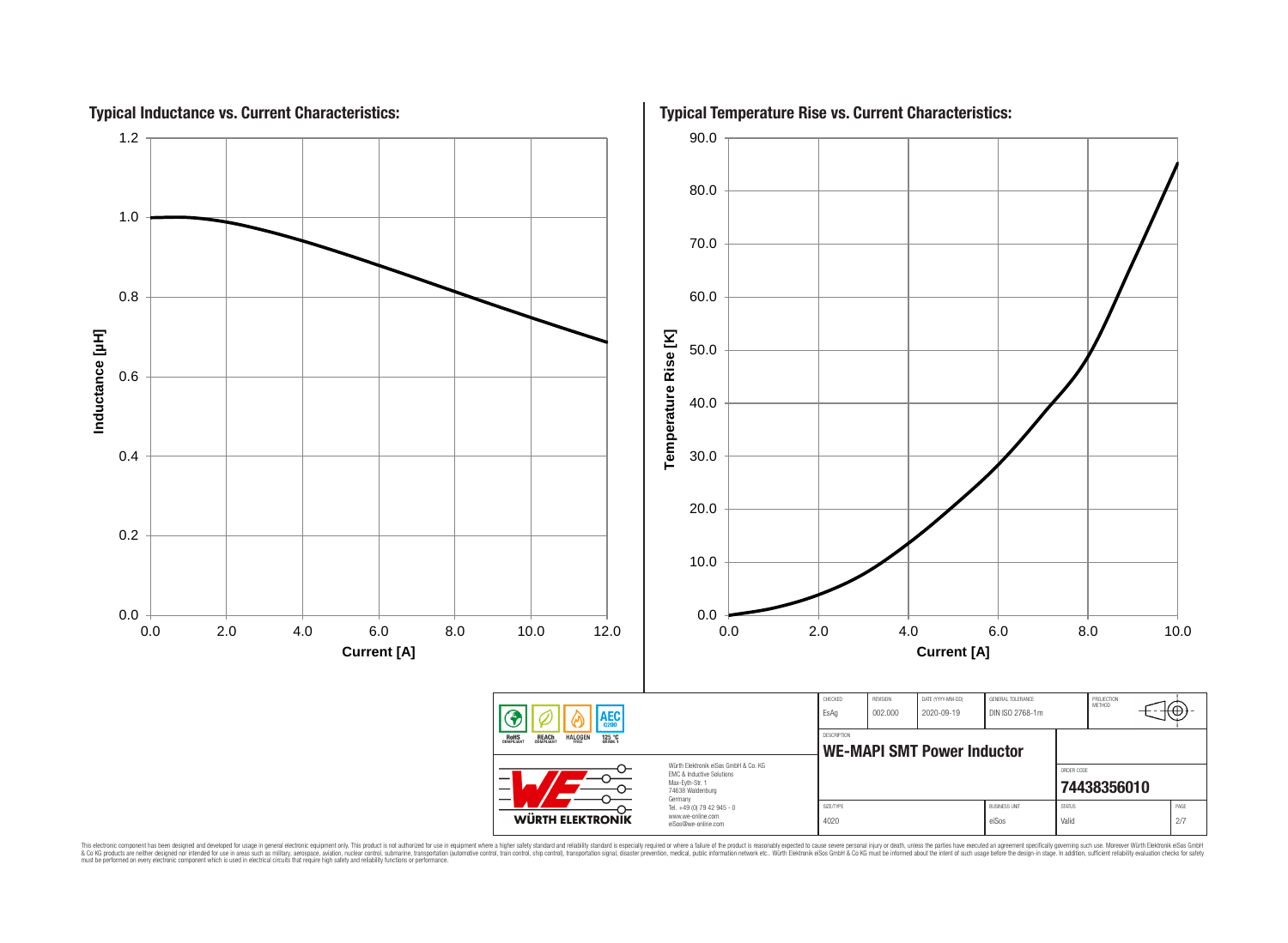## Typical Inductance vs. Current Characteristics:

Inductance [µH] (0.0 – 1.2) vs. Current [A] (0.0 – 12.0)

## Typical Temperature Rise vs. Current Characteristics:

Temperature Rise [K] (0.0 – 90.0) vs. Current [A] (0.0 – 10.0)

| CHECKED | REVISION | DATE (YYYY-MM-DD) | GENERAL TOLERANCE | PROJECTION METHOD |
|---|---|---|---|---|
| EsAg | 002.000 | 2020-09-19 | DIN ISO 2768-1m | |

DESCRIPTION

**WE-MAPI SMT Power Inductor**

ORDER CODE

**74438356010**

| SIZE/TYPE | BUSINESS UNIT | STATUS | PAGE |
|---|---|---|---|
| 4020 | eiSos | Valid | 2/7 |

RoHS COMPLIANT | REACh COMPLIANT | HALOGEN FREE | AEC Q200 125 °C GRADE 1

WÜRTH ELEKTRONIK

Würth Elektronik eiSos GmbH & Co. KG
EMC & Inductive Solutions
Max-Eyth-Str. 1
74638 Waldenburg
Germany
Tel. +49 (0) 79 42 945 - 0
www.we-online.com
eiSos@we-online.com

This electronic component has been designed and developed for usage in general electronic equipment only. This product is not authorized for use in equipment where a higher safety standard and reliability standard is especially required or where a failure of the product is reasonably expected to cause severe personal injury or death, unless the parties have executed an agreement specifically governing such use. Moreover Würth Elektronik eiSos GmbH & Co KG products are neither designed nor intended for use in areas such as military, aerospace, aviation, nuclear control, submarine, transportation (automotive control, train control, ship control), transportation signal, disaster prevention, medical, public information network etc.. Würth Elektronik eiSos GmbH & Co KG must be informed about the intent of such usage before the design-in stage. In addition, sufficient reliability evaluation checks for safety must be performed on every electronic component which is used in electrical circuits that require high safety and reliability functions or performance.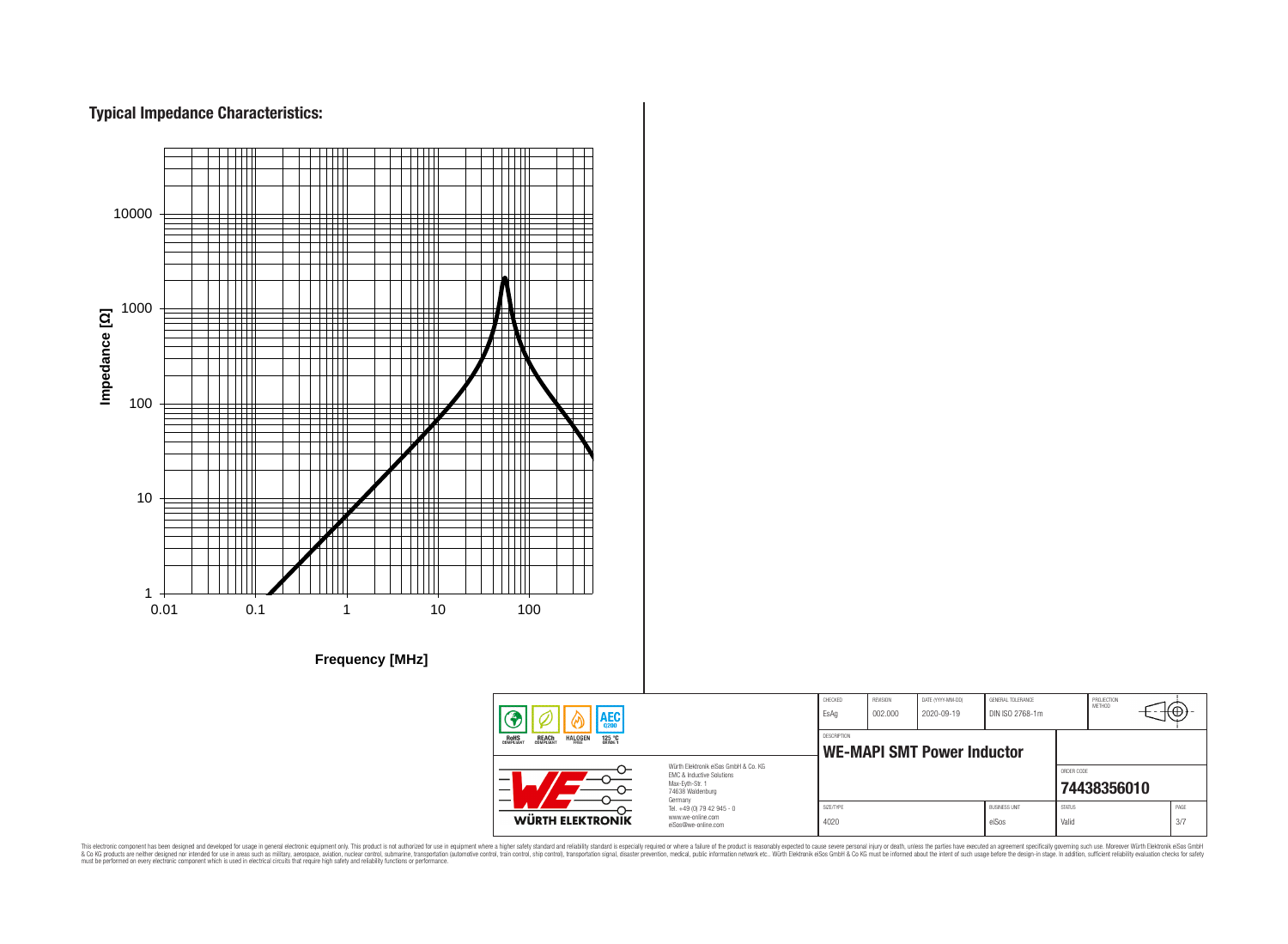## Typical Impedance Characteristics:

Impedance [Ω]

10000

1000

100

10

1

0.01 0.1 1 10 100

**Frequency [MHz]**

| | CHECKED | REVISION | DATE (YYYY-MM-DD) | GENERAL TOLERANCE | PROJECTION METHOD |
|---|---|---|---|---|---|
| RoHS COMPLIANT · REACh COMPLIANT · HALOGEN FREE · AEC Q200 125 °C GRADE 1 | EsAg | 002.000 | 2020-09-19 | DIN ISO 2768-1m | |
| | DESCRIPTION | | | | |
| | **WE-MAPI SMT Power Inductor** | | | | ORDER CODE **74438356010** |
| Würth Elektronik eiSos GmbH & Co. KG<br>EMC & Inductive Solutions<br>Max-Eyth-Str. 1<br>74638 Waldenburg<br>Germany<br>Tel. +49 (0) 79 42 945 - 0<br>www.we-online.com<br>eiSos@we-online.com | SIZE/TYPE 4020 | | | BUSINESS UNIT eiSos | STATUS Valid |

**WÜRTH ELEKTRONIK**

This electronic component has been designed and developed for usage in general electronic equipment only. This product is not authorized for use in equipment where a higher safety standard and reliability standard is especially required or where a failure of the product is reasonably expected to cause severe personal injury or death, unless the parties have executed an agreement specifically governing such use. Moreover Würth Elektronik eiSos GmbH & Co KG products are neither designed nor intended for use in areas such as military, aerospace, aviation, nuclear control, submarine, transportation (automotive control, train control, ship control), transportation signal, disaster prevention, medical, public information network etc.. Würth Elektronik eiSos GmbH & Co KG must be informed about the intent of such usage before the design-in stage. In addition, sufficient reliability evaluation checks for safety must be performed on every electronic component which is used in electrical circuits that require high safety and reliability functions or performance.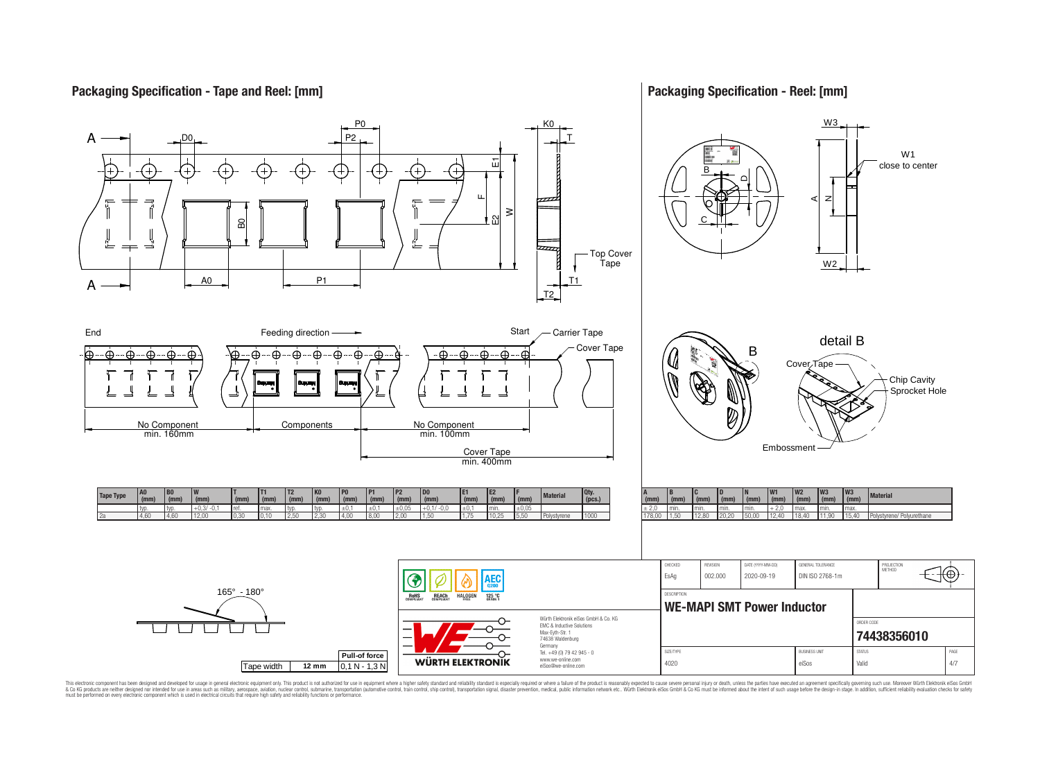## Packaging Specification - Tape and Reel: [mm]

A — D0 — P0 — P2 — K0 — T — E1 — F — E2 — W — B0 — A0 — P1 — T1 — T2 — Top Cover Tape

End — Feeding direction — Start — Carrier Tape — Cover Tape

No Component min. 160mm — Components — No Component min. 100mm — Cover Tape min. 400mm

| Tape Type | A0 (mm) | B0 (mm) | W (mm) | T (mm) | T1 (mm) | T2 (mm) | K0 (mm) | P0 (mm) | P1 (mm) | P2 (mm) | D0 (mm) | E1 (mm) | E2 (mm) | F (mm) | Material | Qty. (pcs.) |
|---|---|---|---|---|---|---|---|---|---|---|---|---|---|---|---|---|
| | typ. | typ. | +0,3/ -0,1 | ref. | max. | typ. | typ. | ±0,1 | ±0,1 | ±0,05 | +0,1/ -0,0 | ±0,1 | min. | ±0,05 | | |
| 2a | 4,60 | 4,60 | 12,00 | 0,30 | 0,10 | 2,50 | 2,30 | 4,00 | 8,00 | 2,00 | 1,50 | 1,75 | 10,25 | 5,50 | Polystyrene | 1000 |

165° - 180°

| Tape width | 12 mm | Pull-of force |
|---|---|---|
| | | 0,1 N - 1,3 N |

## Packaging Specification - Reel: [mm]

W3 — W1 close to center — B — D — C — A — N — W2

detail B — Cover Tape — Chip Cavity — Sprocket Hole — Embossment

| A (mm) | B (mm) | C (mm) | D (mm) | N (mm) | W1 (mm) | W2 (mm) | W3 (mm) | W3 (mm) | Material |
|---|---|---|---|---|---|---|---|---|---|
| ± 2,0 | min. | min. | min. | min. | + 2,0 | max. | min. | max. | |
| 178,00 | 1,50 | 12,80 | 20,20 | 50,00 | 12,40 | 18,40 | 11,90 | 15,40 | Polystyrene/ Polyurethane |

RoHS COMPLIANT — REACh COMPLIANT — HALOGEN FREE — 125 °C GRADE 1 — AEC Q200

Würth Elektronik eiSos GmbH & Co. KG
EMC & Inductive Solutions
Max-Eyth-Str. 1
74638 Waldenburg
Germany
Tel. +49 (0) 79 42 945 - 0
www.we-online.com
eiSos@we-online.com

| CHECKED | REVISION | DATE (YYYY-MM-DD) | GENERAL TOLERANCE | PROJECTION METHOD |
|---|---|---|---|---|
| EsAg | 002.000 | 2020-09-19 | DIN ISO 2768-1m | |

DESCRIPTION: **WE-MAPI SMT Power Inductor**

ORDER CODE: **74438356010**

| SIZE/TYPE | BUSINESS UNIT | STATUS | PAGE |
|---|---|---|---|
| 4020 | eiSos | Valid | 4/7 |

This electronic component has been designed and developed for usage in general electronic equipment only. This product is not authorized for use in equipment where a higher safety standard and reliability standard is especially required or where a failure of the product is reasonably expected to cause severe personal injury or death, unless the parties have executed an agreement specifically governing such use. Moreover Würth Elektronik eiSos GmbH & Co KG products are neither designed nor intended for use in areas such as military, aerospace, aviation, nuclear control, submarine, transportation (automotive control, train control, ship control), transportation signal, disaster prevention, medical, public information network etc.. Würth Elektronik eiSos GmbH & Co KG must be informed about the intent of such usage before the design-in stage. In addition, sufficient reliability evaluation checks for safety must be performed on every electronic component which is used in electrical circuits that require high safety and reliability functions or performance.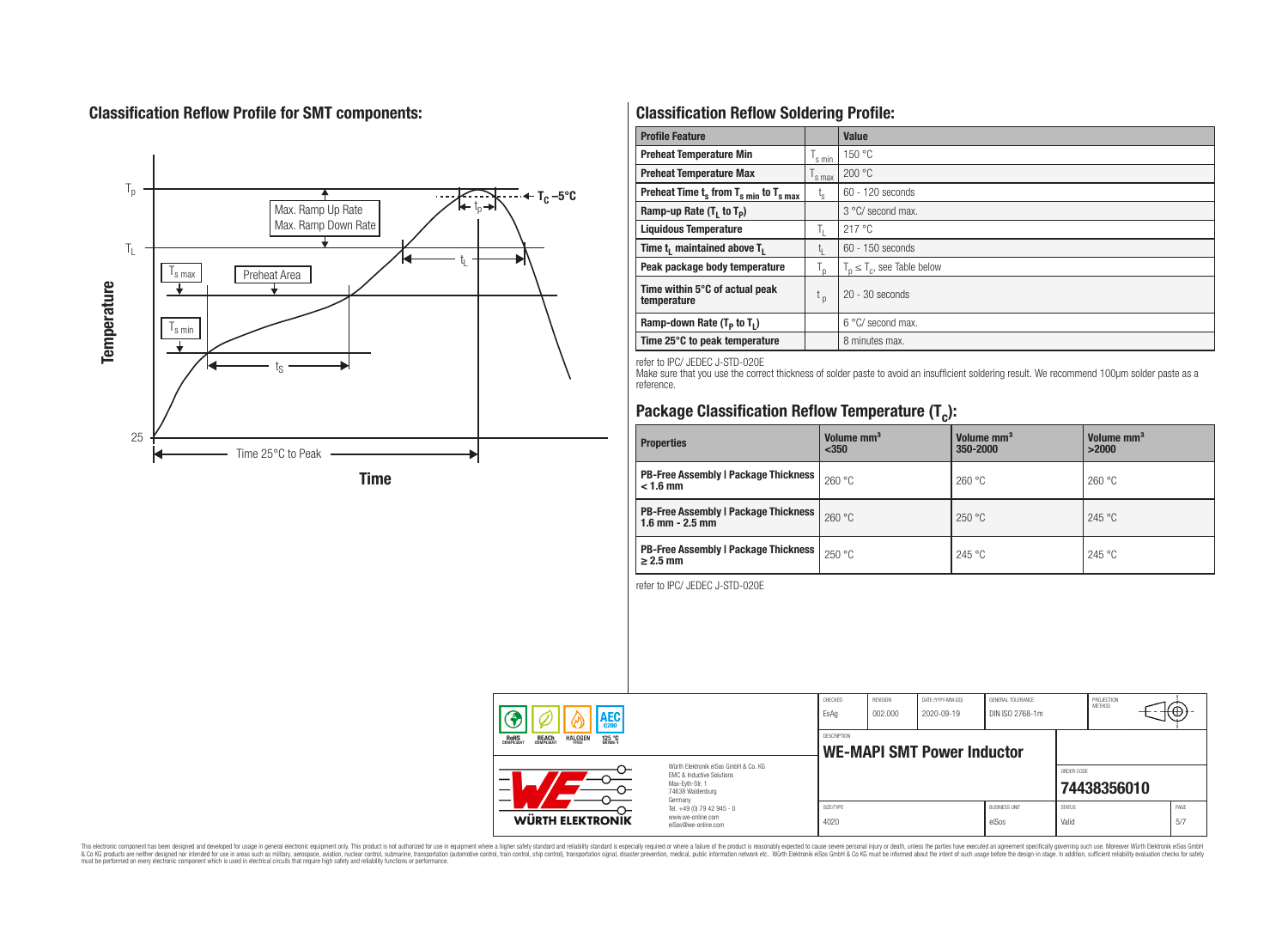## Classification Reflow Profile for SMT components:

## Classification Reflow Soldering Profile:

| Profile Feature | | Value |
|---|---|---|
| Preheat Temperature Min | $T_{s\,min}$ | 150 °C |
| Preheat Temperature Max | $T_{s\,max}$ | 200 °C |
| Preheat Time $t_s$ from $T_{s\,min}$ to $T_{s\,max}$ | $t_s$ | 60 - 120 seconds |
| Ramp-up Rate ($T_L$ to $T_P$) | | 3 °C/ second max. |
| Liquidous Temperature | $T_L$ | 217 °C |
| Time $t_L$ maintained above $T_L$ | $t_L$ | 60 - 150 seconds |
| Peak package body temperature | $T_p$ | $T_p \leq T_c$, see Table below |
| Time within 5°C of actual peak temperature | $t_p$ | 20 - 30 seconds |
| Ramp-down Rate ($T_P$ to $T_L$) | | 6 °C/ second max. |
| Time 25°C to peak temperature | | 8 minutes max. |

refer to IPC/ JEDEC J-STD-020E

Make sure that you use the correct thickness of solder paste to avoid an insufficient soldering result. We recommend 100µm solder paste as a reference.

## Package Classification Reflow Temperature ($T_c$):

| Properties | Volume mm³ <350 | Volume mm³ 350-2000 | Volume mm³ >2000 |
|---|---|---|---|
| PB-Free Assembly \| Package Thickness < 1.6 mm | 260 °C | 260 °C | 260 °C |
| PB-Free Assembly \| Package Thickness 1.6 mm - 2.5 mm | 260 °C | 250 °C | 245 °C |
| PB-Free Assembly \| Package Thickness ≥ 2.5 mm | 250 °C | 245 °C | 245 °C |

refer to IPC/ JEDEC J-STD-020E

| CHECKED | REVISION | DATE (YYYY-MM-DD) | GENERAL TOLERANCE | PROJECTION METHOD |
|---|---|---|---|---|
| EsAg | 002.000 | 2020-09-19 | DIN ISO 2768-1m | |

DESCRIPTION: **WE-MAPI SMT Power Inductor**

ORDER CODE: **74438356010**

| SIZE/TYPE | BUSINESS UNIT | STATUS | PAGE |
|---|---|---|---|
| 4020 | eiSos | Valid | 5/7 |

Würth Elektronik eiSos GmbH & Co. KG
EMC & Inductive Solutions
Max-Eyth-Str. 1
74638 Waldenburg
Germany
Tel. +49 (0) 79 42 945 - 0
www.we-online.com
eiSos@we-online.com

This electronic component has been designed and developed for usage in general electronic equipment only. This product is not authorized for use in equipment where a higher safety standard and reliability standard is especially required or where a failure of the product is reasonably expected to cause severe personal injury or death, unless the parties have executed an agreement specifically governing such use. Moreover Würth Elektronik eiSos GmbH & Co KG products are neither designed nor intended for use in areas such as military, aerospace, aviation, nuclear control, submarine, transportation (automotive control, train control, ship control), transportation signal, disaster prevention, medical, public information network etc.. Würth Elektronik eiSos GmbH & Co KG must be informed about the intent of such usage before the design-in stage. In addition, sufficient reliability evaluation checks for safety must be performed on every electronic component which is used in electrical circuits that require high safety and reliability functions or performance.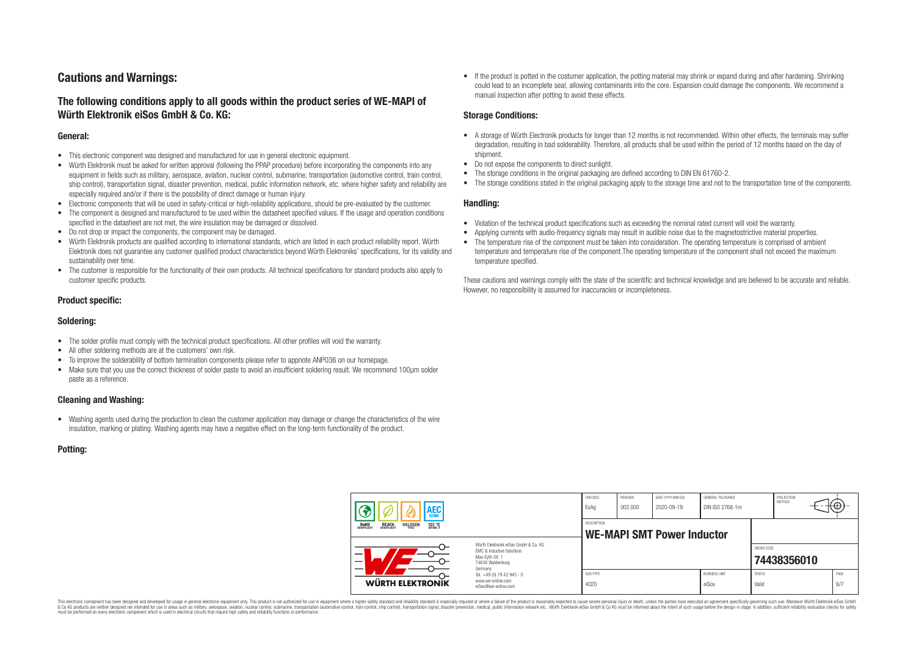## Cautions and Warnings:

### The following conditions apply to all goods within the product series of WE-MAPI of Würth Elektronik eiSos GmbH & Co. KG:

#### General:

- This electronic component was designed and manufactured for use in general electronic equipment.
- Würth Elektronik must be asked for written approval (following the PPAP procedure) before incorporating the components into any equipment in fields such as military, aerospace, aviation, nuclear control, submarine, transportation (automotive control, train control, ship control), transportation signal, disaster prevention, medical, public information network, etc. where higher safety and reliability are especially required and/or if there is the possibility of direct damage or human injury.
- Electronic components that will be used in safety-critical or high-reliability applications, should be pre-evaluated by the customer.
- The component is designed and manufactured to be used within the datasheet specified values. If the usage and operation conditions specified in the datasheet are not met, the wire insulation may be damaged or dissolved.
- Do not drop or impact the components, the component may be damaged.
- Würth Elektronik products are qualified according to international standards, which are listed in each product reliability report. Würth Elektronik does not guarantee any customer qualified product characteristics beyond Würth Elektroniks' specifications, for its validity and sustainability over time.
- The customer is responsible for the functionality of their own products. All technical specifications for standard products also apply to customer specific products.

#### Product specific:

#### Soldering:

- The solder profile must comply with the technical product specifications. All other profiles will void the warranty.
- All other soldering methods are at the customers' own risk.
- To improve the solderability of bottom termination components please refer to appnote ANP036 on our homepage.
- Make sure that you use the correct thickness of solder paste to avoid an insufficient soldering result. We recommend 100µm solder paste as a reference.

#### Cleaning and Washing:

- Washing agents used during the production to clean the customer application may damage or change the characteristics of the wire insulation, marking or plating. Washing agents may have a negative effect on the long-term functionality of the product.

#### Potting:

- If the product is potted in the costumer application, the potting material may shrink or expand during and after hardening. Shrinking could lead to an incomplete seal, allowing contaminants into the core. Expansion could damage the components. We recommend a manual inspection after potting to avoid these effects.

#### Storage Conditions:

- A storage of Würth Electronik products for longer than 12 months is not recommended. Within other effects, the terminals may suffer degradation, resulting in bad solderability. Therefore, all products shall be used within the period of 12 months based on the day of shipment.
- Do not expose the components to direct sunlight.
- The storage conditions in the original packaging are defined according to DIN EN 61760-2.
- The storage conditions stated in the original packaging apply to the storage time and not to the transportation time of the components.

#### Handling:

- Violation of the technical product specifications such as exceeding the nominal rated current will void the warranty.
- Applying currents with audio-frequency signals may result in audible noise due to the magnetostrictive material properties.
- The temperature rise of the component must be taken into consideration. The operating temperature is comprised of ambient temperature and temperature rise of the component.The operating temperature of the component shall not exceed the maximum temperature specified.

These cautions and warnings comply with the state of the scientific and technical knowledge and are believed to be accurate and reliable. However, no responsibility is assumed for inaccuracies or incompleteness.

| CHECKED | REVISION | DATE (YYYY-MM-DD) | GENERAL TOLERANCE | PROJECTION METHOD |
|---|---|---|---|---|
| EsAg | 002.000 | 2020-09-19 | DIN ISO 2768-1m | |

DESCRIPTION: **WE-MAPI SMT Power Inductor**

ORDER CODE: **74438356010**

| SIZE/TYPE | BUSINESS UNIT | STATUS | PAGE |
|---|---|---|---|
| 4020 | eiSos | Valid | 6/7 |

Würth Elektronik eiSos GmbH & Co. KG
EMC & Inductive Solutions
Max-Eyth-Str. 1
74638 Waldenburg
Germany
Tel. +49 (0) 79 42 945 - 0
www.we-online.com
eiSos@we-online.com

This electronic component has been designed and developed for usage in general electronic equipment only. This product is not authorized for use in equipment where a higher safety standard and reliability standard is especially required or where a failure of the product is reasonably expected to cause severe personal injury or death, unless the parties have executed an agreement specifically governing such use. Moreover Würth Elektronik eiSos GmbH & Co KG products are neither designed nor intended for use in areas such as military, aerospace, aviation, nuclear control, submarine, transportation (automotive control, train control, ship control), transportation signal, disaster prevention, medical, public information network etc.. Würth Elektronik eiSos GmbH & Co KG must be informed about the intent of such usage before the design-in stage. In addition, sufficient reliability evaluation checks for safety must be performed on every electronic component which is used in electrical circuits that require high safety and reliability functions or performance.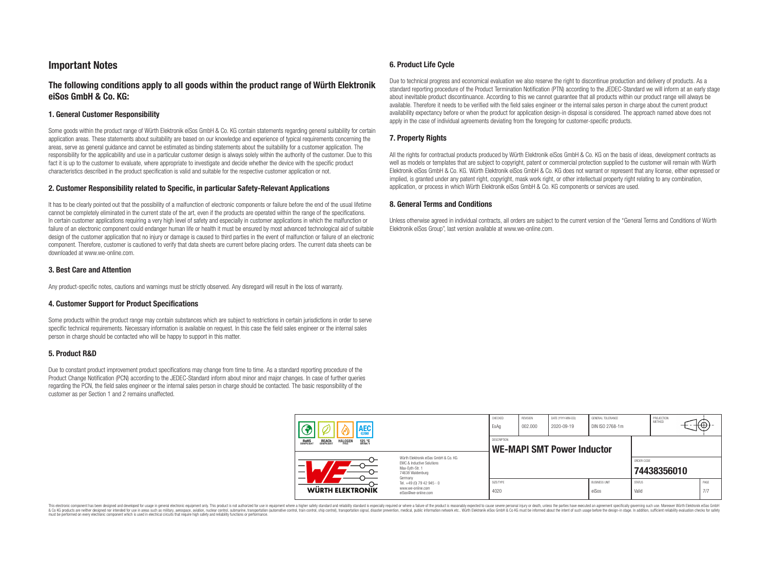# Important Notes

## The following conditions apply to all goods within the product range of Würth Elektronik eiSos GmbH & Co. KG:

### 1. General Customer Responsibility

Some goods within the product range of Würth Elektronik eiSos GmbH & Co. KG contain statements regarding general suitability for certain application areas. These statements about suitability are based on our knowledge and experience of typical requirements concerning the areas, serve as general guidance and cannot be estimated as binding statements about the suitability for a customer application. The responsibility for the applicability and use in a particular customer design is always solely within the authority of the customer. Due to this fact it is up to the customer to evaluate, where appropriate to investigate and decide whether the device with the specific product characteristics described in the product specification is valid and suitable for the respective customer application or not.

### 2. Customer Responsibility related to Specific, in particular Safety-Relevant Applications

It has to be clearly pointed out that the possibility of a malfunction of electronic components or failure before the end of the usual lifetime cannot be completely eliminated in the current state of the art, even if the products are operated within the range of the specifications. In certain customer applications requiring a very high level of safety and especially in customer applications in which the malfunction or failure of an electronic component could endanger human life or health it must be ensured by most advanced technological aid of suitable design of the customer application that no injury or damage is caused to third parties in the event of malfunction or failure of an electronic component. Therefore, customer is cautioned to verify that data sheets are current before placing orders. The current data sheets can be downloaded at www.we-online.com.

### 3. Best Care and Attention

Any product-specific notes, cautions and warnings must be strictly observed. Any disregard will result in the loss of warranty.

### 4. Customer Support for Product Specifications

Some products within the product range may contain substances which are subject to restrictions in certain jurisdictions in order to serve specific technical requirements. Necessary information is available on request. In this case the field sales engineer or the internal sales person in charge should be contacted who will be happy to support in this matter.

### 5. Product R&D

Due to constant product improvement product specifications may change from time to time. As a standard reporting procedure of the Product Change Notification (PCN) according to the JEDEC-Standard inform about minor and major changes. In case of further queries regarding the PCN, the field sales engineer or the internal sales person in charge should be contacted. The basic responsibility of the customer as per Section 1 and 2 remains unaffected.

### 6. Product Life Cycle

Due to technical progress and economical evaluation we also reserve the right to discontinue production and delivery of products. As a standard reporting procedure of the Product Termination Notification (PTN) according to the JEDEC-Standard we will inform at an early stage about inevitable product discontinuance. According to this we cannot guarantee that all products within our product range will always be available. Therefore it needs to be verified with the field sales engineer or the internal sales person in charge about the current product availability expectancy before or when the product for application design-in disposal is considered. The approach named above does not apply in the case of individual agreements deviating from the foregoing for customer-specific products.

### 7. Property Rights

All the rights for contractual products produced by Würth Elektronik eiSos GmbH & Co. KG on the basis of ideas, development contracts as well as models or templates that are subject to copyright, patent or commercial protection supplied to the customer will remain with Würth Elektronik eiSos GmbH & Co. KG. Würth Elektronik eiSos GmbH & Co. KG does not warrant or represent that any license, either expressed or implied, is granted under any patent right, copyright, mask work right, or other intellectual property right relating to any combination, application, or process in which Würth Elektronik eiSos GmbH & Co. KG components or services are used.

### 8. General Terms and Conditions

Unless otherwise agreed in individual contracts, all orders are subject to the current version of the "General Terms and Conditions of Würth Elektronik eiSos Group", last version available at www.we-online.com.

| | | | | | | |
|---|---|---|---|---|---|---|
| RoHS COMPLIANT / REACh COMPLIANT / HALOGEN FREE / AEC Q200 125 °C GRADE 1 | CHECKED EsAg | REVISION 002.000 | DATE (YYYY-MM-DD) 2020-09-19 | GENERAL TOLERANCE DIN ISO 2768-1m | PROJECTION METHOD | |
| | DESCRIPTION **WE-MAPI SMT Power Inductor** | | | | | |
| WÜRTH ELEKTRONIK — Würth Elektronik eiSos GmbH & Co. KG, EMC & Inductive Solutions, Max-Eyth-Str. 1, 74638 Waldenburg, Germany, Tel. +49 (0) 79 42 945 - 0, www.we-online.com, eiSos@we-online.com | | | | | ORDER CODE **74438356010** | |
| | SIZE/TYPE 4020 | | | BUSINESS UNIT eiSos | STATUS Valid | PAGE 7/7 |

This electronic component has been designed and developed for usage in general electronic equipment only. This product is not authorized for use in equipment where a higher safety standard and reliability standard is especially required or where a failure of the product is reasonably expected to cause severe personal injury or death, unless the parties have executed an agreement specifically governing such use. Moreover Würth Elektronik eiSos GmbH & Co KG products are neither designed nor intended for use in areas such as military, aerospace, aviation, nuclear control, submarine, transportation (automotive control, train control, ship control), transportation signal, disaster prevention, medical, public information network etc.. Würth Elektronik eiSos GmbH & Co KG must be informed about the intent of such usage before the design-in stage. In addition, sufficient reliability evaluation checks for safety must be performed on every electronic component which is used in electrical circuits that require high safety and reliability functions or performance.